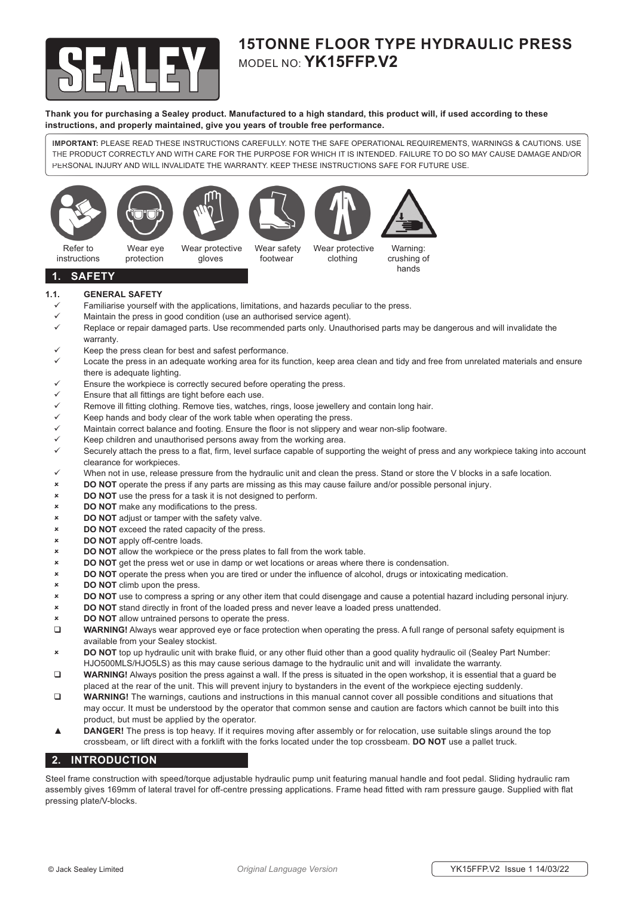# 15TONNE FLOOR TYPE HYDRAULIC PRESS

MODEL NO: **YK15FFP.V2**

**Thank you for purchasing a Sealey product. Manufactured to a high standard, this product will, if used according to these instructions, and properly maintained, give you years of trouble free performance.**

**IMPORTANT:** PLEASE READ THESE INSTRUCTIONS CAREFULLY. NOTE THE SAFE OPERATIONAL REQUIREMENTS, WARNINGS & CAUTIONS. USE THE PRODUCT CORRECTLY AND WITH CARE FOR THE PURPOSE FOR WHICH IT IS INTENDED. FAILURE TO DO SO MAY CAUSE DAMAGE AND/OR PERSONAL INJURY AND WILL INVALIDATE THE WARRANTY. KEEP THESE INSTRUCTIONS SAFE FOR FUTURE USE.

Refer to instructions | Wear eye protection | Wear protective gloves | Wear safety footwear | Wear protective clothing | Warning: crushing of hands

## 1. SAFETY

### 1.1. GENERAL SAFETY

- ✓ Familiarise yourself with the applications, limitations, and hazards peculiar to the press.
- ✓ Maintain the press in good condition (use an authorised service agent).
- ✓ Replace or repair damaged parts. Use recommended parts only. Unauthorised parts may be dangerous and will invalidate the warranty.
- ✓ Keep the press clean for best and safest performance.
- ✓ Locate the press in an adequate working area for its function, keep area clean and tidy and free from unrelated materials and ensure there is adequate lighting.
- ✓ Ensure the workpiece is correctly secured before operating the press.
- ✓ Ensure that all fittings are tight before each use.
- ✓ Remove ill fitting clothing. Remove ties, watches, rings, loose jewellery and contain long hair.
- ✓ Keep hands and body clear of the work table when operating the press.
- ✓ Maintain correct balance and footing. Ensure the floor is not slippery and wear non-slip footwear.
- ✓ Keep children and unauthorised persons away from the working area.
- ✓ Securely attach the press to a flat, firm, level surface capable of supporting the weight of press and any workpiece taking into account clearance for workpieces.
- ✓ When not in use, release pressure from the hydraulic unit and clean the press. Stand or store the V blocks in a safe location.
- ✗ **DO NOT** operate the press if any parts are missing as this may cause failure and/or possible personal injury.
- ✗ **DO NOT** use the press for a task it is not designed to perform.
- ✗ **DO NOT** make any modifications to the press.
- ✗ **DO NOT** adjust or tamper with the safety valve.
- ✗ **DO NOT** exceed the rated capacity of the press.
- ✗ **DO NOT** apply off-centre loads.
- ✗ **DO NOT** allow the workpiece or the press plates to fall from the work table.
- ✗ **DO NOT** get the press wet or use in damp or wet locations or areas where there is condensation.
- ✗ **DO NOT** operate the press when you are tired or under the influence of alcohol, drugs or intoxicating medication.
- ✗ **DO NOT** climb upon the press.
- ✗ **DO NOT** use to compress a spring or any other item that could disengage and cause a potential hazard including personal injury.
- ✗ **DO NOT** stand directly in front of the loaded press and never leave a loaded press unattended.
- ✗ **DO NOT** allow untrained persons to operate the press.
- ❑ **WARNING!** Always wear approved eye or face protection when operating the press. A full range of personal safety equipment is available from your Sealey stockist.
- ✗ **DO NOT** top up hydraulic unit with brake fluid, or any other fluid other than a good quality hydraulic oil (Sealey Part Number: HJO500MLS/HJO5LS) as this may cause serious damage to the hydraulic unit and will invalidate the warranty.
- ❑ **WARNING!** Always position the press against a wall. If the press is situated in the open workshop, it is essential that a guard be placed at the rear of the unit. This will prevent injury to bystanders in the event of the workpiece ejecting suddenly.
- ❑ **WARNING!** The warnings, cautions and instructions in this manual cannot cover all possible conditions and situations that may occur. It must be understood by the operator that common sense and caution are factors which cannot be built into this product, but must be applied by the operator.
- ▲ **DANGER!** The press is top heavy. If it requires moving after assembly or for relocation, use suitable slings around the top crossbeam, or lift direct with a forklift with the forks located under the top crossbeam. **DO NOT** use a pallet truck.

## 2. INTRODUCTION

Steel frame construction with speed/torque adjustable hydraulic pump unit featuring manual handle and foot pedal. Sliding hydraulic ram assembly gives 169mm of lateral travel for off-centre pressing applications. Frame head fitted with ram pressure gauge. Supplied with flat pressing plate/V-blocks.

© Jack Sealey Limited | *Original Language Version* | YK15FFP.V2 Issue 1 14/03/22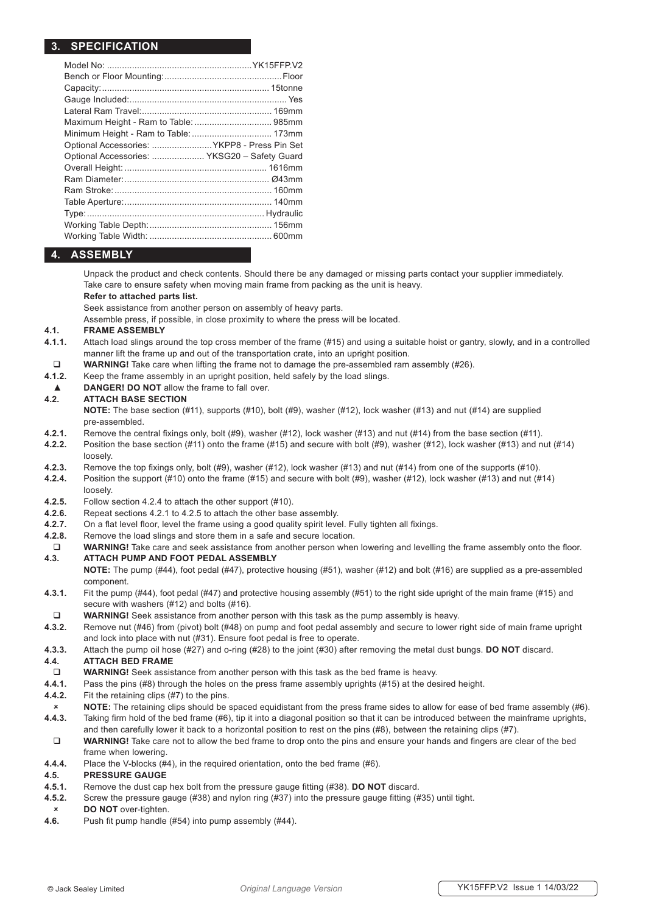## 3. SPECIFICATION

| | |
|---|---|
| Model No: | YK15FFP.V2 |
| Bench or Floor Mounting: | Floor |
| Capacity: | 15tonne |
| Gauge Included: | Yes |
| Lateral Ram Travel: | 169mm |
| Maximum Height - Ram to Table: | 985mm |
| Minimum Height - Ram to Table: | 173mm |
| Optional Accessories: | YKPP8 - Press Pin Set |
| Optional Accessories: | YKSG20 – Safety Guard |
| Overall Height: | 1616mm |
| Ram Diameter: | Ø43mm |
| Ram Stroke: | 160mm |
| Table Aperture: | 140mm |
| Type: | Hydraulic |
| Working Table Depth: | 156mm |
| Working Table Width: | 600mm |

## 4. ASSEMBLY

Unpack the product and check contents. Should there be any damaged or missing parts contact your supplier immediately. Take care to ensure safety when moving main frame from packing as the unit is heavy.

**Refer to attached parts list.**

Seek assistance from another person on assembly of heavy parts.

Assemble press, if possible, in close proximity to where the press will be located.

**4.1. FRAME ASSEMBLY**

**4.1.1.** Attach load slings around the top cross member of the frame (#15) and using a suitable hoist or gantry, slowly, and in a controlled manner lift the frame up and out of the transportation crate, into an upright position.

❑ **WARNING!** Take care when lifting the frame not to damage the pre-assembled ram assembly (#26).

**4.1.2.** Keep the frame assembly in an upright position, held safely by the load slings.

▲ **DANGER! DO NOT** allow the frame to fall over.

**4.2. ATTACH BASE SECTION**

**NOTE:** The base section (#11), supports (#10), bolt (#9), washer (#12), lock washer (#13) and nut (#14) are supplied pre-assembled.

**4.2.1.** Remove the central fixings only, bolt (#9), washer (#12), lock washer (#13) and nut (#14) from the base section (#11).

**4.2.2.** Position the base section (#11) onto the frame (#15) and secure with bolt (#9), washer (#12), lock washer (#13) and nut (#14) loosely.

**4.2.3.** Remove the top fixings only, bolt (#9), washer (#12), lock washer (#13) and nut (#14) from one of the supports (#10).

**4.2.4.** Position the support (#10) onto the frame (#15) and secure with bolt (#9), washer (#12), lock washer (#13) and nut (#14) loosely.

**4.2.5.** Follow section 4.2.4 to attach the other support (#10).

**4.2.6.** Repeat sections 4.2.1 to 4.2.5 to attach the other base assembly.

**4.2.7.** On a flat level floor, level the frame using a good quality spirit level. Fully tighten all fixings.

**4.2.8.** Remove the load slings and store them in a safe and secure location.

❑ **WARNING!** Take care and seek assistance from another person when lowering and levelling the frame assembly onto the floor.

**4.3. ATTACH PUMP AND FOOT PEDAL ASSEMBLY**

**NOTE:** The pump (#44), foot pedal (#47), protective housing (#51), washer (#12) and bolt (#16) are supplied as a pre-assembled component.

**4.3.1.** Fit the pump (#44), foot pedal (#47) and protective housing assembly (#51) to the right side upright of the main frame (#15) and secure with washers (#12) and bolts (#16).

❑ **WARNING!** Seek assistance from another person with this task as the pump assembly is heavy.

**4.3.2.** Remove nut (#46) from (pivot) bolt (#48) on pump and foot pedal assembly and secure to lower right side of main frame upright and lock into place with nut (#31). Ensure foot pedal is free to operate.

**4.3.3.** Attach the pump oil hose (#27) and o-ring (#28) to the joint (#30) after removing the metal dust bungs. **DO NOT** discard.

**4.4. ATTACH BED FRAME**

❑ **WARNING!** Seek assistance from another person with this task as the bed frame is heavy.

**4.4.1.** Pass the pins (#8) through the holes on the press frame assembly uprights (#15) at the desired height.

**4.4.2.** Fit the retaining clips (#7) to the pins.

× **NOTE:** The retaining clips should be spaced equidistant from the press frame sides to allow for ease of bed frame assembly (#6).

**4.4.3.** Taking firm hold of the bed frame (#6), tip it into a diagonal position so that it can be introduced between the mainframe uprights, and then carefully lower it back to a horizontal position to rest on the pins (#8), between the retaining clips (#7).

❑ **WARNING!** Take care not to allow the bed frame to drop onto the pins and ensure your hands and fingers are clear of the bed frame when lowering.

**4.4.4.** Place the V-blocks (#4), in the required orientation, onto the bed frame (#6).

**4.5. PRESSURE GAUGE**

**4.5.1.** Remove the dust cap hex bolt from the pressure gauge fitting (#38). **DO NOT** discard.

**4.5.2.** Screw the pressure gauge (#38) and nylon ring (#37) into the pressure gauge fitting (#35) until tight.

× **DO NOT** over-tighten.

**4.6.** Push fit pump handle (#54) into pump assembly (#44).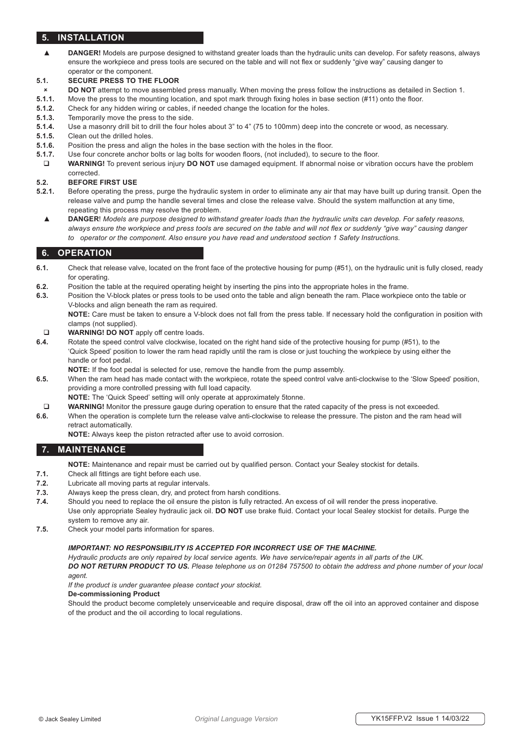## 5. INSTALLATION

▲ **DANGER!** Models are purpose designed to withstand greater loads than the hydraulic units can develop. For safety reasons, always ensure the workpiece and press tools are secured on the table and will not flex or suddenly "give way" causing danger to operator or the component.

### 5.1. SECURE PRESS TO THE FLOOR

✗ **DO NOT** attempt to move assembled press manually. When moving the press follow the instructions as detailed in Section 1.

**5.1.1.** Move the press to the mounting location, and spot mark through fixing holes in base section (#11) onto the floor.
**5.1.2.** Check for any hidden wiring or cables, if needed change the location for the holes.
**5.1.3.** Temporarily move the press to the side.
**5.1.4.** Use a masonry drill bit to drill the four holes about 3" to 4" (75 to 100mm) deep into the concrete or wood, as necessary.
**5.1.5.** Clean out the drilled holes.
**5.1.6.** Position the press and align the holes in the base section with the holes in the floor.
**5.1.7.** Use four concrete anchor bolts or lag bolts for wooden floors, (not included), to secure to the floor.

❑ **WARNING!** To prevent serious injury **DO NOT** use damaged equipment. If abnormal noise or vibration occurs have the problem corrected.

### 5.2. BEFORE FIRST USE

**5.2.1.** Before operating the press, purge the hydraulic system in order to eliminate any air that may have built up during transit. Open the release valve and pump the handle several times and close the release valve. Should the system malfunction at any time, repeating this process may resolve the problem.

▲ **DANGER**! *Models are purpose designed to withstand greater loads than the hydraulic units can develop. For safety reasons, always ensure the workpiece and press tools are secured on the table and will not flex or suddenly "give way" causing danger to operator or the component. Also ensure you have read and understood section 1 Safety Instructions.*

## 6. OPERATION

**6.1.** Check that release valve, located on the front face of the protective housing for pump (#51), on the hydraulic unit is fully closed, ready for operating.
**6.2.** Position the table at the required operating height by inserting the pins into the appropriate holes in the frame.
**6.3.** Position the V-block plates or press tools to be used onto the table and align beneath the ram. Place workpiece onto the table or V-blocks and align beneath the ram as required.
**NOTE:** Care must be taken to ensure a V-block does not fall from the press table. If necessary hold the configuration in position with clamps (not supplied).

❑ **WARNING! DO NOT** apply off centre loads.

**6.4.** Rotate the speed control valve clockwise, located on the right hand side of the protective housing for pump (#51), to the 'Quick Speed' position to lower the ram head rapidly until the ram is close or just touching the workpiece by using either the handle or foot pedal.
**NOTE:** If the foot pedal is selected for use, remove the handle from the pump assembly.
**6.5.** When the ram head has made contact with the workpiece, rotate the speed control valve anti-clockwise to the 'Slow Speed' position, providing a more controlled pressing with full load capacity.
**NOTE:** The 'Quick Speed' setting will only operate at approximately 5tonne.

❑ **WARNING!** Monitor the pressure gauge during operation to ensure that the rated capacity of the press is not exceeded.

**6.6.** When the operation is complete turn the release valve anti-clockwise to release the pressure. The piston and the ram head will retract automatically.
**NOTE:** Always keep the piston retracted after use to avoid corrosion.

## 7. MAINTENANCE

**NOTE:** Maintenance and repair must be carried out by qualified person. Contact your Sealey stockist for details.

**7.1.** Check all fittings are tight before each use.
**7.2.** Lubricate all moving parts at regular intervals.
**7.3.** Always keep the press clean, dry, and protect from harsh conditions.
**7.4.** Should you need to replace the oil ensure the piston is fully retracted. An excess of oil will render the press inoperative.
Use only appropriate Sealey hydraulic jack oil. **DO NOT** use brake fluid. Contact your local Sealey stockist for details. Purge the system to remove any air.
**7.5.** Check your model parts information for spares.

***IMPORTANT: NO RESPONSIBILITY IS ACCEPTED FOR INCORRECT USE OF THE MACHINE.***
*Hydraulic products are only repaired by local service agents. We have service/repair agents in all parts of the UK.*
***DO NOT RETURN PRODUCT TO US.*** *Please telephone us on 01284 757500 to obtain the address and phone number of your local agent.*
*If the product is under guarantee please contact your stockist.*

**De-commissioning Product**

Should the product become completely unserviceable and require disposal, draw off the oil into an approved container and dispose of the product and the oil according to local regulations.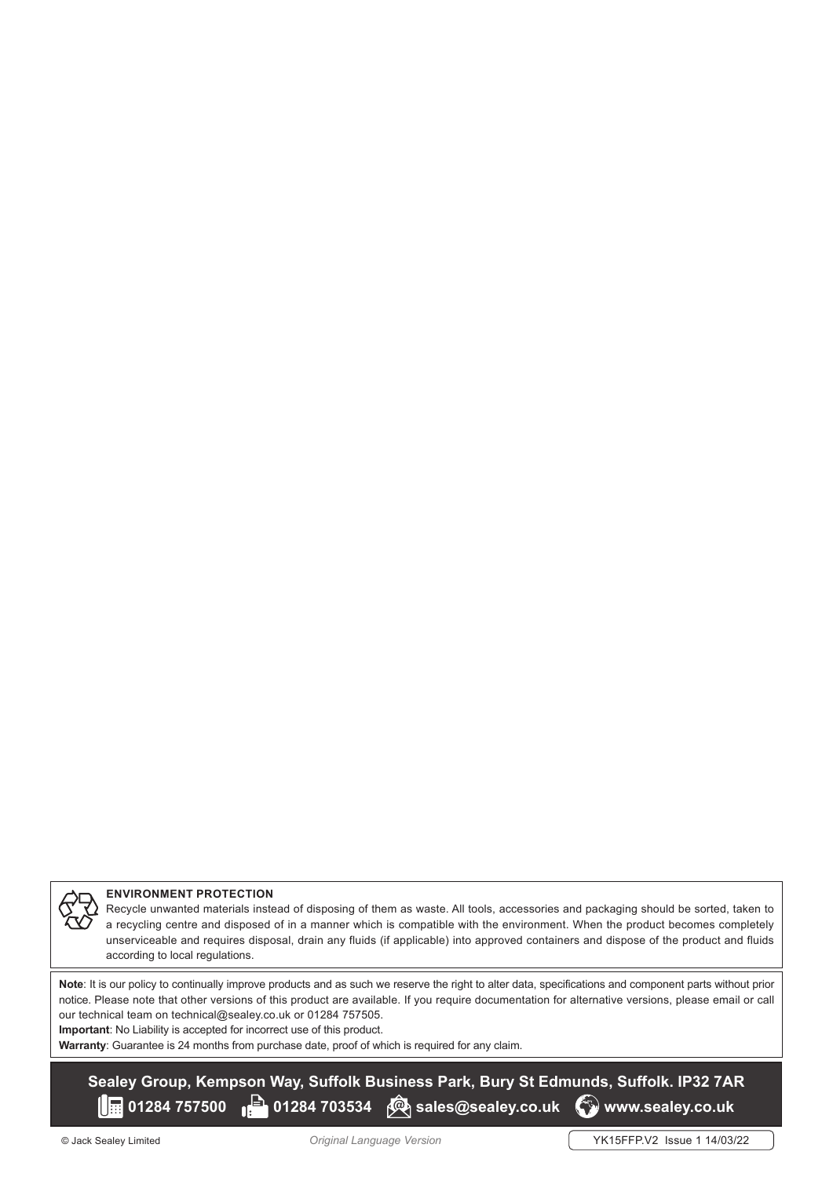**ENVIRONMENT PROTECTION**

Recycle unwanted materials instead of disposing of them as waste. All tools, accessories and packaging should be sorted, taken to a recycling centre and disposed of in a manner which is compatible with the environment. When the product becomes completely unserviceable and requires disposal, drain any fluids (if applicable) into approved containers and dispose of the product and fluids according to local regulations.

**Note**: It is our policy to continually improve products and as such we reserve the right to alter data, specifications and component parts without prior notice. Please note that other versions of this product are available. If you require documentation for alternative versions, please email or call our technical team on technical@sealey.co.uk or 01284 757505.

**Important**: No Liability is accepted for incorrect use of this product.

**Warranty**: Guarantee is 24 months from purchase date, proof of which is required for any claim.

**Sealey Group, Kempson Way, Suffolk Business Park, Bury St Edmunds, Suffolk. IP32 7AR**

**01284 757500** **01284 703534** **sales@sealey.co.uk** **www.sealey.co.uk**

© Jack Sealey Limited *Original Language Version* YK15FFP.V2 Issue 1 14/03/22